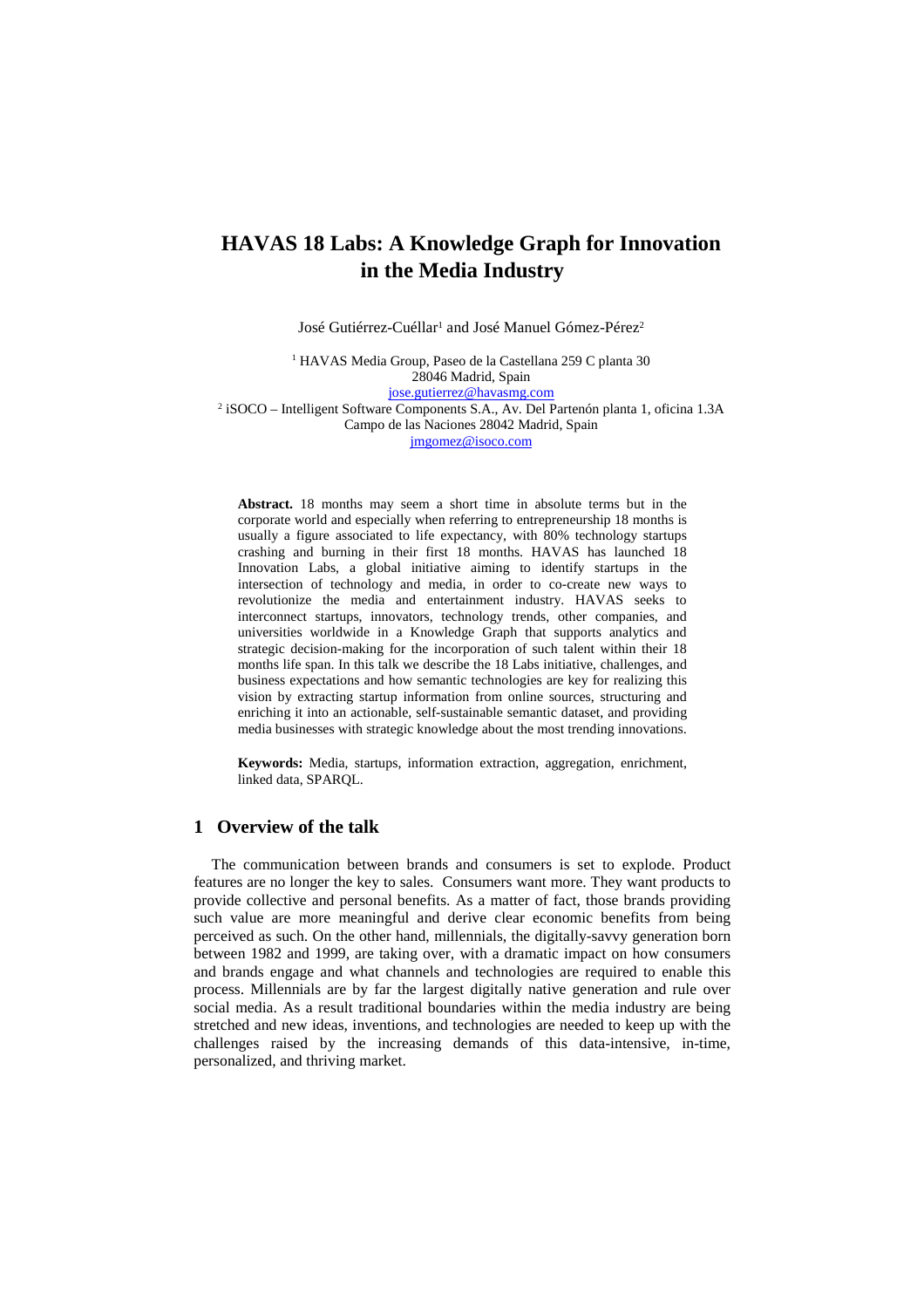# HAVAS 18 Labs: A Knowledge Graph for Innovation in the Media Industry

José Gutiérrez-Cuéllar[1] and José Manuel Gómez-Pérez[2]

[1] HAVAS Media Group, Paseo de la Castellana 259 C planta 30
28046 Madrid, Spain
jose.gutierrez@havasmg.com

[2] iSOCO – Intelligent Software Components S.A., Av. Del Partenón planta 1, oficina 1.3A
Campo de las Naciones 28042 Madrid, Spain
jmgomez@isoco.com

**Abstract.** 18 months may seem a short time in absolute terms but in the corporate world and especially when referring to entrepreneurship 18 months is usually a figure associated to life expectancy, with 80% technology startups crashing and burning in their first 18 months. HAVAS has launched 18 Innovation Labs, a global initiative aiming to identify startups in the intersection of technology and media, in order to co-create new ways to revolutionize the media and entertainment industry. HAVAS seeks to interconnect startups, innovators, technology trends, other companies, and universities worldwide in a Knowledge Graph that supports analytics and strategic decision-making for the incorporation of such talent within their 18 months life span. In this talk we describe the 18 Labs initiative, challenges, and business expectations and how semantic technologies are key for realizing this vision by extracting startup information from online sources, structuring and enriching it into an actionable, self-sustainable semantic dataset, and providing media businesses with strategic knowledge about the most trending innovations.

**Keywords:** Media, startups, information extraction, aggregation, enrichment, linked data, SPARQL.

## 1 Overview of the talk

The communication between brands and consumers is set to explode. Product features are no longer the key to sales. Consumers want more. They want products to provide collective and personal benefits. As a matter of fact, those brands providing such value are more meaningful and derive clear economic benefits from being perceived as such. On the other hand, millennials, the digitally-savvy generation born between 1982 and 1999, are taking over, with a dramatic impact on how consumers and brands engage and what channels and technologies are required to enable this process. Millennials are by far the largest digitally native generation and rule over social media. As a result traditional boundaries within the media industry are being stretched and new ideas, inventions, and technologies are needed to keep up with the challenges raised by the increasing demands of this data-intensive, in-time, personalized, and thriving market.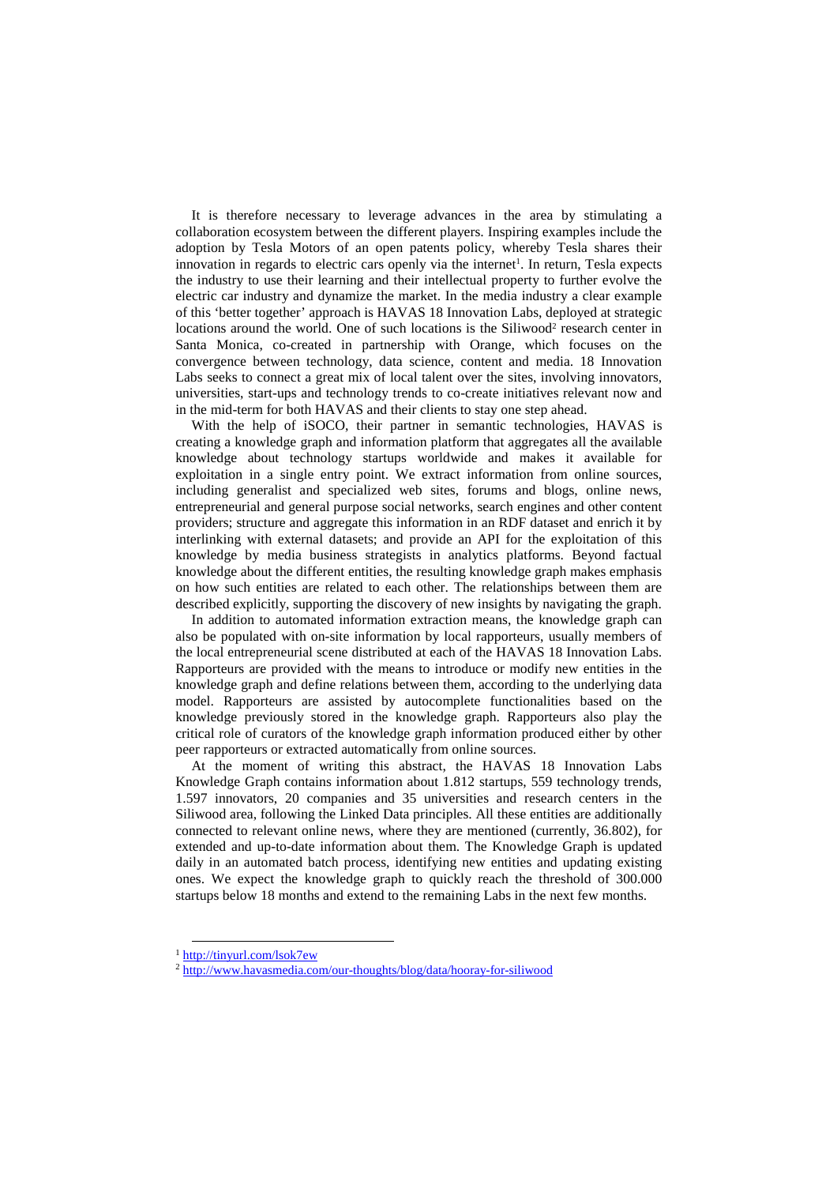It is therefore necessary to leverage advances in the area by stimulating a collaboration ecosystem between the different players. Inspiring examples include the adoption by Tesla Motors of an open patents policy, whereby Tesla shares their innovation in regards to electric cars openly via the internet[1]. In return, Tesla expects the industry to use their learning and their intellectual property to further evolve the electric car industry and dynamize the market. In the media industry a clear example of this 'better together' approach is HAVAS 18 Innovation Labs, deployed at strategic locations around the world. One of such locations is the Siliwood[2] research center in Santa Monica, co-created in partnership with Orange, which focuses on the convergence between technology, data science, content and media. 18 Innovation Labs seeks to connect a great mix of local talent over the sites, involving innovators, universities, start-ups and technology trends to co-create initiatives relevant now and in the mid-term for both HAVAS and their clients to stay one step ahead.

With the help of iSOCO, their partner in semantic technologies, HAVAS is creating a knowledge graph and information platform that aggregates all the available knowledge about technology startups worldwide and makes it available for exploitation in a single entry point. We extract information from online sources, including generalist and specialized web sites, forums and blogs, online news, entrepreneurial and general purpose social networks, search engines and other content providers; structure and aggregate this information in an RDF dataset and enrich it by interlinking with external datasets; and provide an API for the exploitation of this knowledge by media business strategists in analytics platforms. Beyond factual knowledge about the different entities, the resulting knowledge graph makes emphasis on how such entities are related to each other. The relationships between them are described explicitly, supporting the discovery of new insights by navigating the graph.

In addition to automated information extraction means, the knowledge graph can also be populated with on-site information by local rapporteurs, usually members of the local entrepreneurial scene distributed at each of the HAVAS 18 Innovation Labs. Rapporteurs are provided with the means to introduce or modify new entities in the knowledge graph and define relations between them, according to the underlying data model. Rapporteurs are assisted by autocomplete functionalities based on the knowledge previously stored in the knowledge graph. Rapporteurs also play the critical role of curators of the knowledge graph information produced either by other peer rapporteurs or extracted automatically from online sources.

At the moment of writing this abstract, the HAVAS 18 Innovation Labs Knowledge Graph contains information about 1.812 startups, 559 technology trends, 1.597 innovators, 20 companies and 35 universities and research centers in the Siliwood area, following the Linked Data principles. All these entities are additionally connected to relevant online news, where they are mentioned (currently, 36.802), for extended and up-to-date information about them. The Knowledge Graph is updated daily in an automated batch process, identifying new entities and updating existing ones. We expect the knowledge graph to quickly reach the threshold of 300.000 startups below 18 months and extend to the remaining Labs in the next few months.

---

[1] http://tinyurl.com/lsok7ew

[2] http://www.havasmedia.com/our-thoughts/blog/data/hooray-for-siliwood